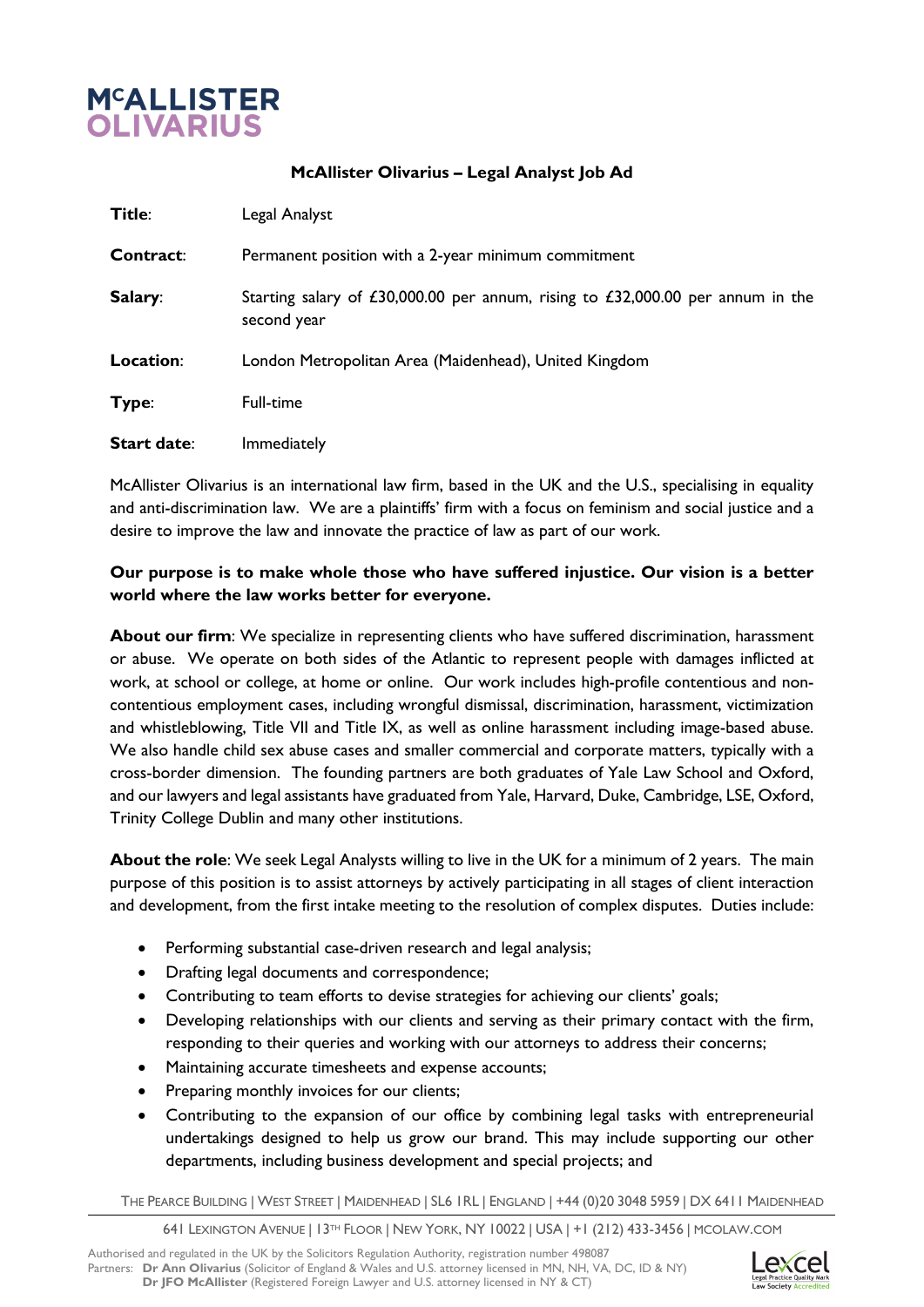McALLISTER OLIVARIUS

## McAllister Olivarius – Legal Analyst Job Ad

| | |
|---|---|
| **Title**: | Legal Analyst |
| **Contract**: | Permanent position with a 2-year minimum commitment |
| **Salary**: | Starting salary of £30,000.00 per annum, rising to £32,000.00 per annum in the second year |
| **Location**: | London Metropolitan Area (Maidenhead), United Kingdom |
| **Type**: | Full-time |
| **Start date**: | Immediately |

McAllister Olivarius is an international law firm, based in the UK and the U.S., specialising in equality and anti-discrimination law. We are a plaintiffs' firm with a focus on feminism and social justice and a desire to improve the law and innovate the practice of law as part of our work.

**Our purpose is to make whole those who have suffered injustice. Our vision is a better world where the law works better for everyone.**

**About our firm**: We specialize in representing clients who have suffered discrimination, harassment or abuse. We operate on both sides of the Atlantic to represent people with damages inflicted at work, at school or college, at home or online. Our work includes high-profile contentious and non-contentious employment cases, including wrongful dismissal, discrimination, harassment, victimization and whistleblowing, Title VII and Title IX, as well as online harassment including image-based abuse. We also handle child sex abuse cases and smaller commercial and corporate matters, typically with a cross-border dimension. The founding partners are both graduates of Yale Law School and Oxford, and our lawyers and legal assistants have graduated from Yale, Harvard, Duke, Cambridge, LSE, Oxford, Trinity College Dublin and many other institutions.

**About the role**: We seek Legal Analysts willing to live in the UK for a minimum of 2 years. The main purpose of this position is to assist attorneys by actively participating in all stages of client interaction and development, from the first intake meeting to the resolution of complex disputes. Duties include:

- Performing substantial case-driven research and legal analysis;
- Drafting legal documents and correspondence;
- Contributing to team efforts to devise strategies for achieving our clients' goals;
- Developing relationships with our clients and serving as their primary contact with the firm, responding to their queries and working with our attorneys to address their concerns;
- Maintaining accurate timesheets and expense accounts;
- Preparing monthly invoices for our clients;
- Contributing to the expansion of our office by combining legal tasks with entrepreneurial undertakings designed to help us grow our brand. This may include supporting our other departments, including business development and special projects; and

THE PEARCE BUILDING | WEST STREET | MAIDENHEAD | SL6 1RL | ENGLAND | +44 (0)20 3048 5959 | DX 6411 MAIDENHEAD

641 LEXINGTON AVENUE | 13TH FLOOR | NEW YORK, NY 10022 | USA | +1 (212) 433-3456 | MCOLAW.COM

Authorised and regulated in the UK by the Solicitors Regulation Authority, registration number 498087
Partners: **Dr Ann Olivarius** (Solicitor of England & Wales and U.S. attorney licensed in MN, NH, VA, DC, ID & NY)
**Dr JFO McAllister** (Registered Foreign Lawyer and U.S. attorney licensed in NY & CT)

Lexcel Legal Practice Quality Mark Law Society Accredited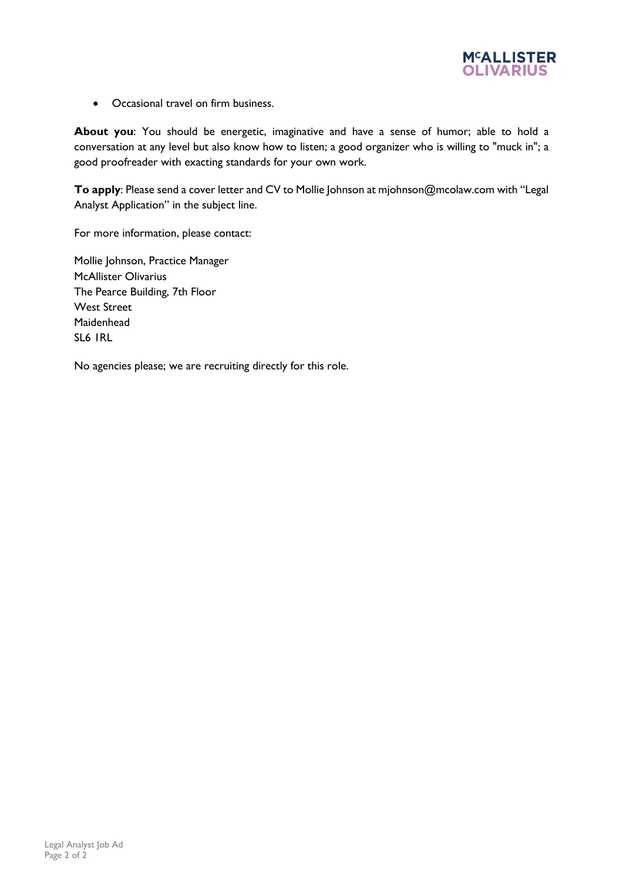- Occasional travel on firm business.

**About you**: You should be energetic, imaginative and have a sense of humor; able to hold a conversation at any level but also know how to listen; a good organizer who is willing to "muck in"; a good proofreader with exacting standards for your own work.

**To apply**: Please send a cover letter and CV to Mollie Johnson at mjohnson@mcolaw.com with "Legal Analyst Application" in the subject line.

For more information, please contact:

Mollie Johnson, Practice Manager
McAllister Olivarius
The Pearce Building, 7th Floor
West Street
Maidenhead
SL6 1RL

No agencies please; we are recruiting directly for this role.